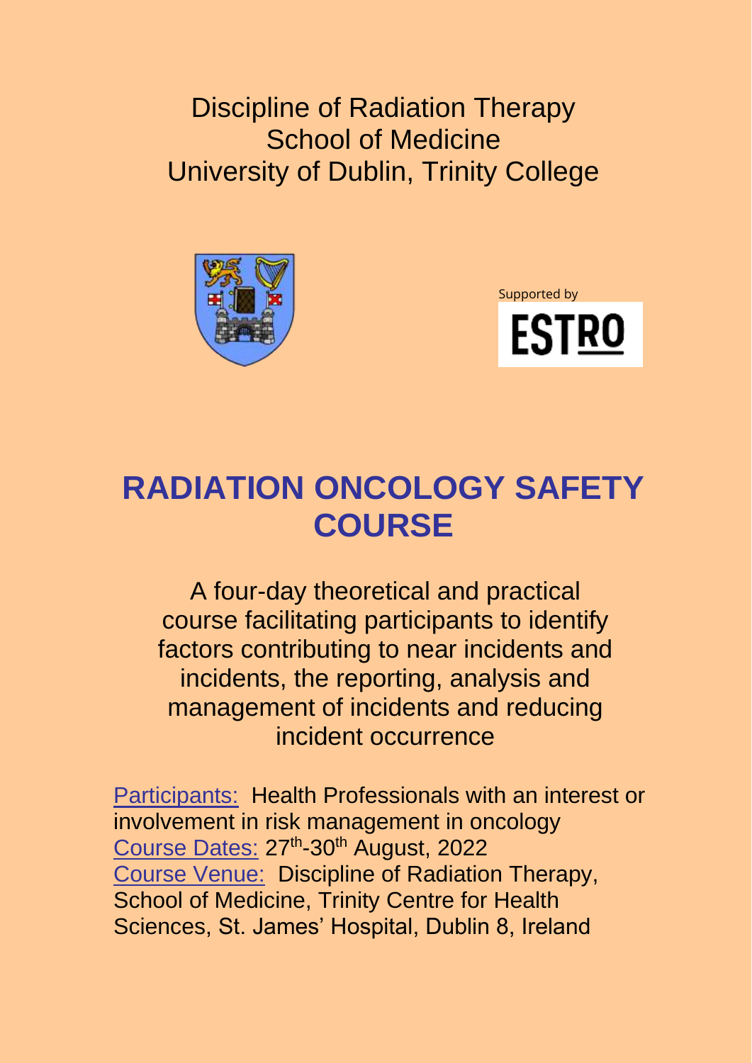Discipline of Radiation Therapy
School of Medicine
University of Dublin, Trinity College

Supported by

ESTRO

# RADIATION ONCOLOGY SAFETY COURSE

A four-day theoretical and practical course facilitating participants to identify factors contributing to near incidents and incidents, the reporting, analysis and management of incidents and reducing incident occurrence

Participants: Health Professionals with an interest or involvement in risk management in oncology
Course Dates: 27th-30th August, 2022
Course Venue: Discipline of Radiation Therapy, School of Medicine, Trinity Centre for Health Sciences, St. James' Hospital, Dublin 8, Ireland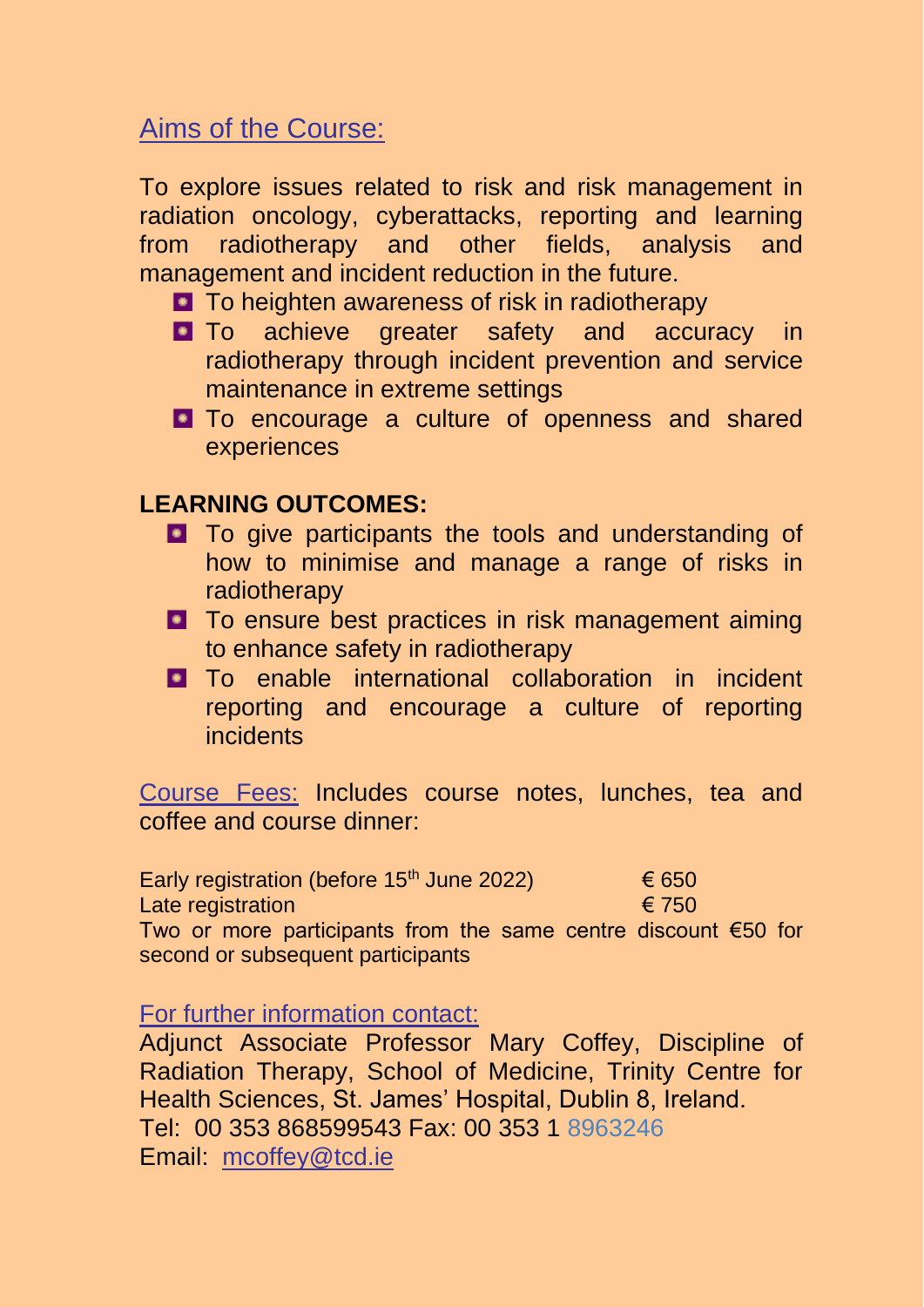## Aims of the Course:

To explore issues related to risk and risk management in radiation oncology, cyberattacks, reporting and learning from radiotherapy and other fields, analysis and management and incident reduction in the future.

- To heighten awareness of risk in radiotherapy
- To achieve greater safety and accuracy in radiotherapy through incident prevention and service maintenance in extreme settings
- To encourage a culture of openness and shared experiences

**LEARNING OUTCOMES:**

- To give participants the tools and understanding of how to minimise and manage a range of risks in radiotherapy
- To ensure best practices in risk management aiming to enhance safety in radiotherapy
- To enable international collaboration in incident reporting and encourage a culture of reporting incidents

Course Fees: Includes course notes, lunches, tea and coffee and course dinner:

| | |
|---|---|
| Early registration (before 15th June 2022) | € 650 |
| Late registration | € 750 |

Two or more participants from the same centre discount €50 for second or subsequent participants

For further information contact:

Adjunct Associate Professor Mary Coffey, Discipline of Radiation Therapy, School of Medicine, Trinity Centre for Health Sciences, St. James' Hospital, Dublin 8, Ireland.
Tel: 00 353 868599543 Fax: 00 353 1 8963246
Email: mcoffey@tcd.ie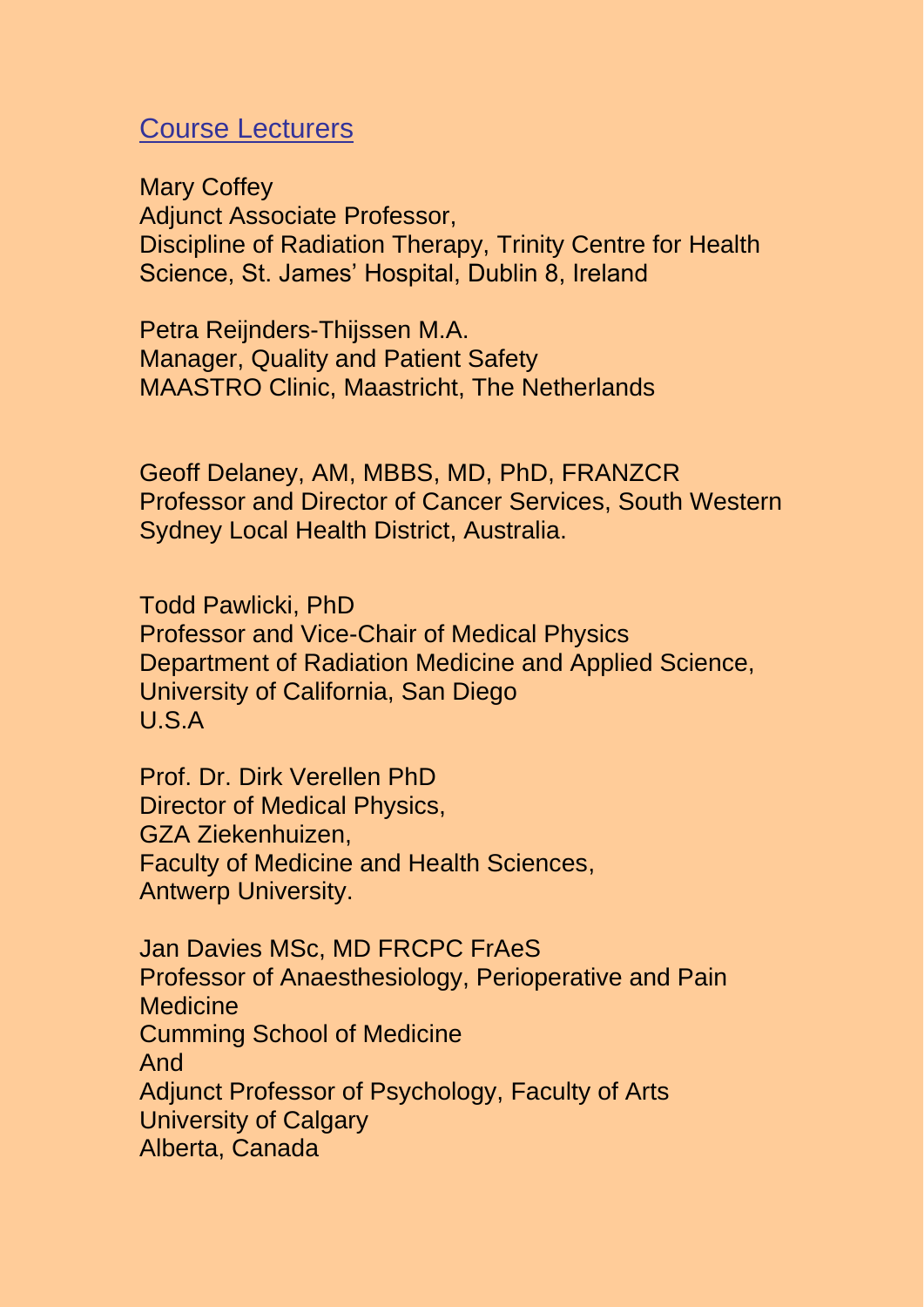## Course Lecturers

Mary Coffey
Adjunct Associate Professor,
Discipline of Radiation Therapy, Trinity Centre for Health Science, St. James' Hospital, Dublin 8, Ireland

Petra Reijnders-Thijssen M.A.
Manager, Quality and Patient Safety
MAASTRO Clinic, Maastricht, The Netherlands

Geoff Delaney, AM, MBBS, MD, PhD, FRANZCR
Professor and Director of Cancer Services, South Western Sydney Local Health District, Australia.

Todd Pawlicki, PhD
Professor and Vice-Chair of Medical Physics
Department of Radiation Medicine and Applied Science, University of California, San Diego
U.S.A

Prof. Dr. Dirk Verellen PhD
Director of Medical Physics,
GZA Ziekenhuizen,
Faculty of Medicine and Health Sciences,
Antwerp University.

Jan Davies MSc, MD FRCPC FrAeS
Professor of Anaesthesiology, Perioperative and Pain Medicine
Cumming School of Medicine
And
Adjunct Professor of Psychology, Faculty of Arts
University of Calgary
Alberta, Canada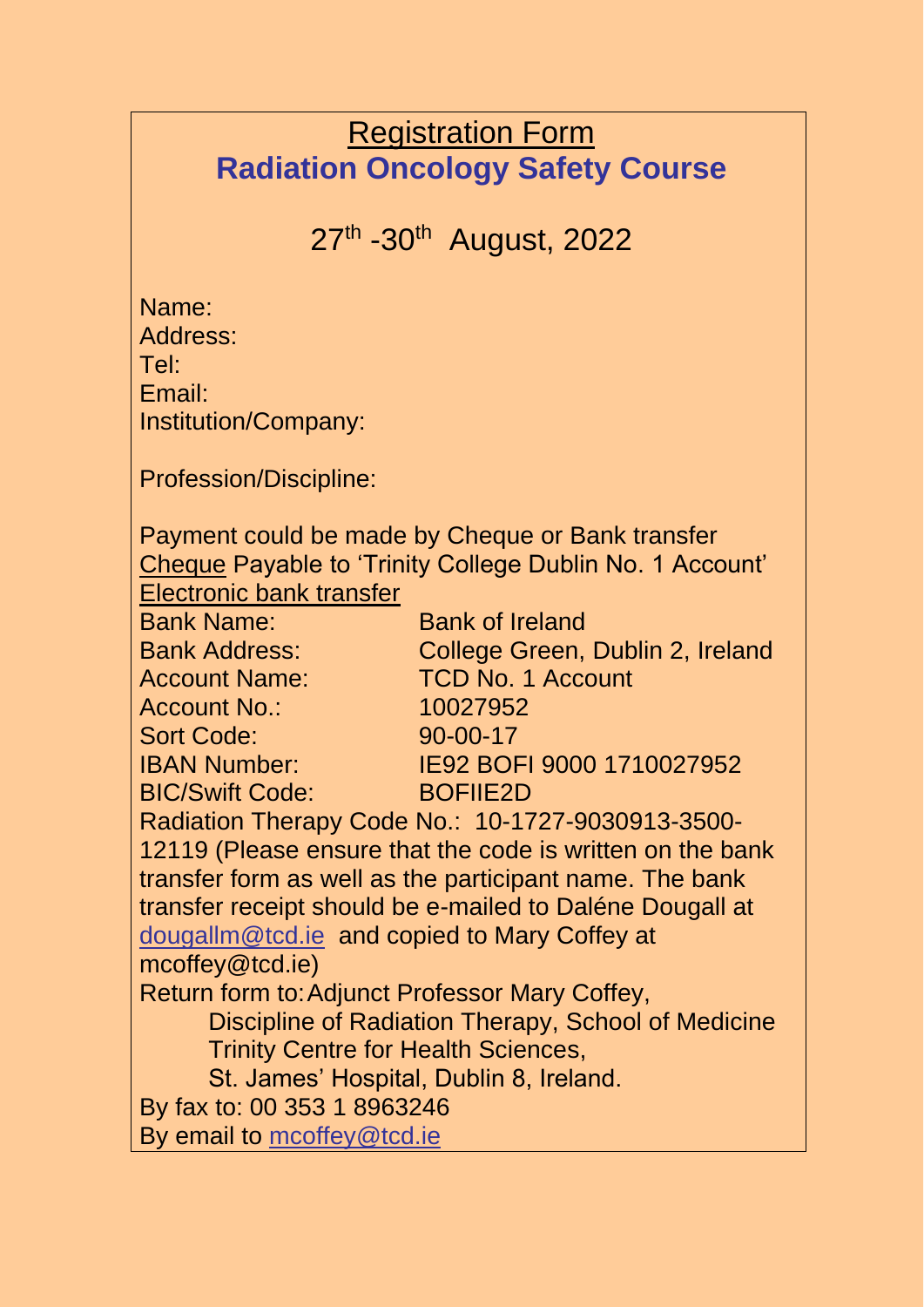# Registration Form

## Radiation Oncology Safety Course

27th -30th August, 2022

Name:
Address:
Tel:
Email:
Institution/Company:

Profession/Discipline:

Payment could be made by Cheque or Bank transfer
Cheque Payable to 'Trinity College Dublin No. 1 Account'
Electronic bank transfer

| | |
|---|---|
| Bank Name: | Bank of Ireland |
| Bank Address: | College Green, Dublin 2, Ireland |
| Account Name: | TCD No. 1 Account |
| Account No.: | 10027952 |
| Sort Code: | 90-00-17 |
| IBAN Number: | IE92 BOFI 9000 1710027952 |
| BIC/Swift Code: | BOFIIE2D |

Radiation Therapy Code No.: 10-1727-9030913-3500-12119 (Please ensure that the code is written on the bank transfer form as well as the participant name. The bank transfer receipt should be e-mailed to Daléne Dougall at dougallm@tcd.ie and copied to Mary Coffey at mcoffey@tcd.ie)

Return form to: Adjunct Professor Mary Coffey,
Discipline of Radiation Therapy, School of Medicine
Trinity Centre for Health Sciences,
St. James' Hospital, Dublin 8, Ireland.

By fax to: 00 353 1 8963246
By email to mcoffey@tcd.ie